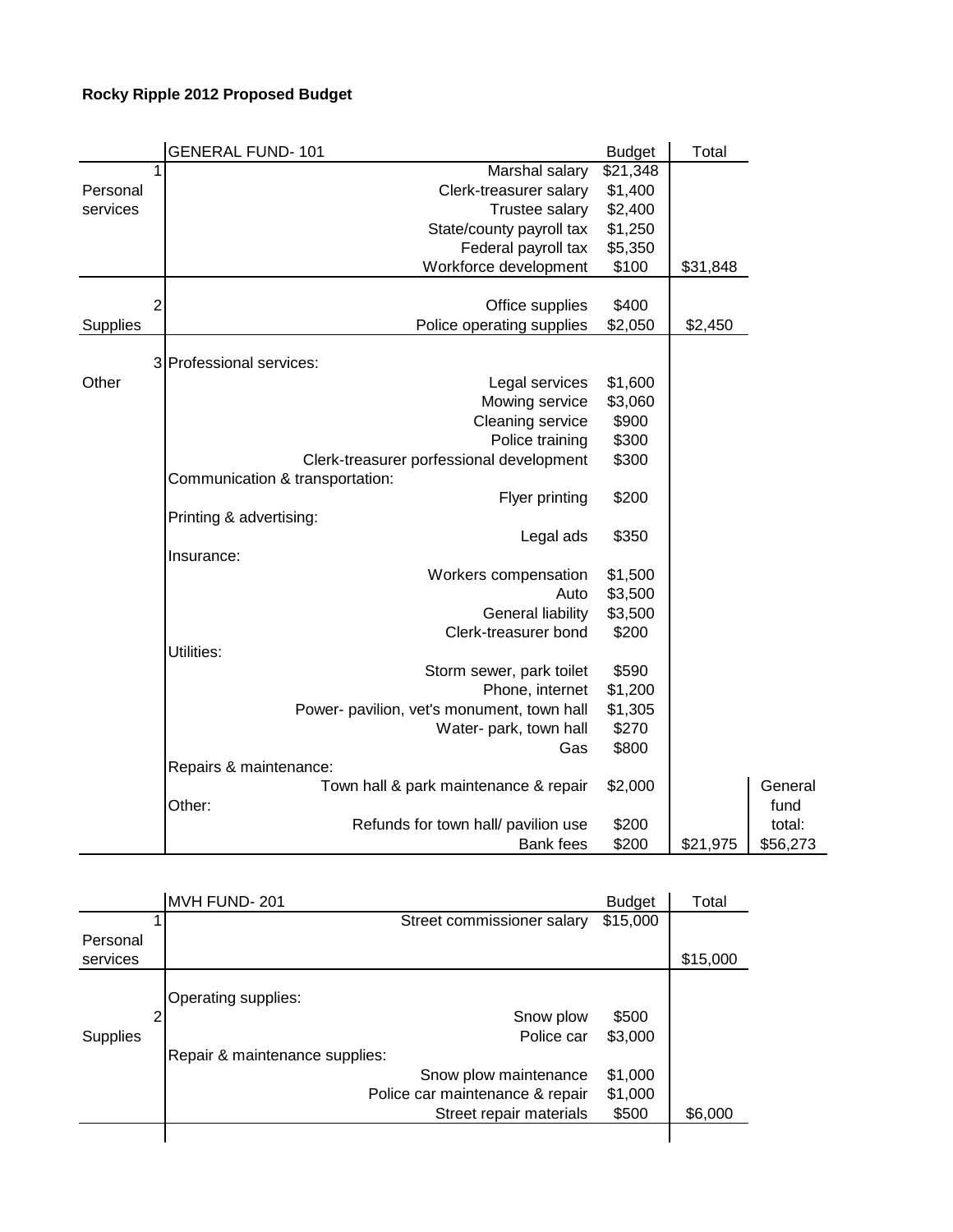**Rocky Ripple 2012 Proposed Budget**

| | GENERAL FUND- 101 | Budget | Total | |
|---|---|---|---|---|
| 1 | Marshal salary | $21,348 | | |
| Personal services | Clerk-treasurer salary | $1,400 | | |
| | Trustee salary | $2,400 | | |
| | State/county payroll tax | $1,250 | | |
| | Federal payroll tax | $5,350 | | |
| | Workforce development | $100 | $31,848 | |
| 2 | Office supplies | $400 | | |
| Supplies | Police operating supplies | $2,050 | $2,450 | |
| 3 | Professional services: | | | |
| Other | Legal services | $1,600 | | |
| | Mowing service | $3,060 | | |
| | Cleaning service | $900 | | |
| | Police training | $300 | | |
| | Clerk-treasurer porfessional development | $300 | | |
| | Communication & transportation: | | | |
| | Flyer printing | $200 | | |
| | Printing & advertising: | | | |
| | Legal ads | $350 | | |
| | Insurance: | | | |
| | Workers compensation | $1,500 | | |
| | Auto | $3,500 | | |
| | General liability | $3,500 | | |
| | Clerk-treasurer bond | $200 | | |
| | Utilities: | | | |
| | Storm sewer, park toilet | $590 | | |
| | Phone, internet | $1,200 | | |
| | Power- pavilion, vet's monument, town hall | $1,305 | | |
| | Water- park, town hall | $270 | | |
| | Gas | $800 | | |
| | Repairs & maintenance: | | | |
| | Town hall & park maintenance & repair | $2,000 | | General fund total: |
| | Other: | | | |
| | Refunds for town hall/ pavilion use | $200 | | |
| | Bank fees | $200 | $21,975 | $56,273 |

| | MVH FUND- 201 | Budget | Total |
|---|---|---|---|
| 1 | Street commissioner salary | $15,000 | |
| Personal services | | | $15,000 |
| | Operating supplies: | | |
| 2 | Snow plow | $500 | |
| Supplies | Police car | $3,000 | |
| | Repair & maintenance supplies: | | |
| | Snow plow maintenance | $1,000 | |
| | Police car maintenance & repair | $1,000 | |
| | Street repair materials | $500 | $6,000 |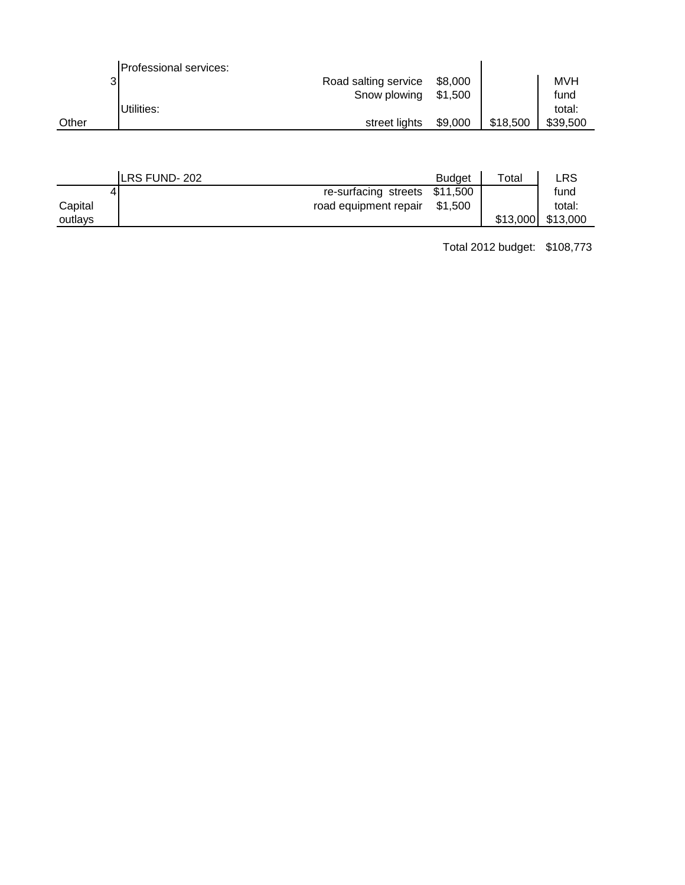| | | | | | |
|---|---|---|---|---|---|
| | Professional services: | | | | |
| 3 | | Road salting service | $8,000 | | MVH |
| | | Snow plowing | $1,500 | | fund |
| | Utilities: | | | | total: |
| Other | | street lights | $9,000 | $18,500 | $39,500 |

| | LRS FUND- 202 | | Budget | Total | LRS |
|---|---|---|---|---|---|
| 4 | | re-surfacing streets | $11,500 | | fund |
| Capital | | road equipment repair | $1,500 | | total: |
| outlays | | | | $13,000 | $13,000 |

Total 2012 budget: $108,773